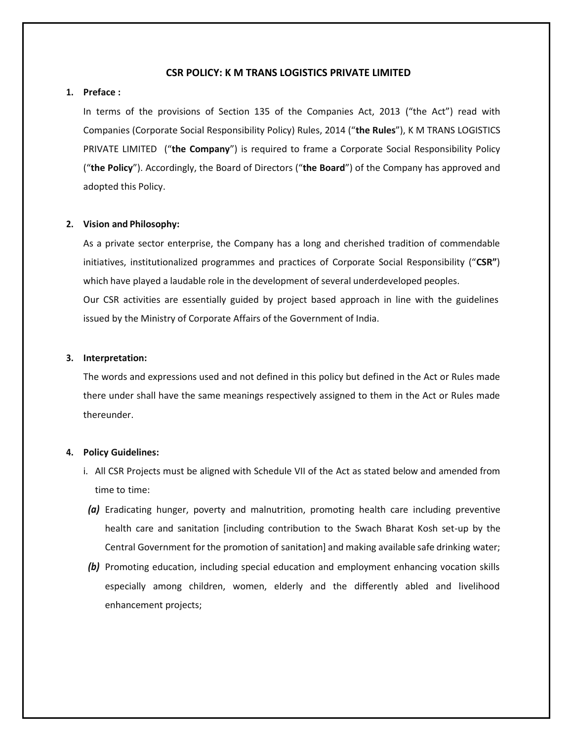# CSR POLICY: K M TRANS LOGISTICS PRIVATE LIMITED

**1. Preface :**

In terms of the provisions of Section 135 of the Companies Act, 2013 ("the Act") read with Companies (Corporate Social Responsibility Policy) Rules, 2014 ("**the Rules**"), K M TRANS LOGISTICS PRIVATE LIMITED ("**the Company**") is required to frame a Corporate Social Responsibility Policy ("**the Policy**"). Accordingly, the Board of Directors ("**the Board**") of the Company has approved and adopted this Policy.

**2. Vision and Philosophy:**

As a private sector enterprise, the Company has a long and cherished tradition of commendable initiatives, institutionalized programmes and practices of Corporate Social Responsibility ("**CSR"**) which have played a laudable role in the development of several underdeveloped peoples.

Our CSR activities are essentially guided by project based approach in line with the guidelines issued by the Ministry of Corporate Affairs of the Government of India.

**3. Interpretation:**

The words and expressions used and not defined in this policy but defined in the Act or Rules made there under shall have the same meanings respectively assigned to them in the Act or Rules made thereunder.

**4. Policy Guidelines:**

i. All CSR Projects must be aligned with Schedule VII of the Act as stated below and amended from time to time:

***(a)*** Eradicating hunger, poverty and malnutrition, promoting health care including preventive health care and sanitation [including contribution to the Swach Bharat Kosh set-up by the Central Government for the promotion of sanitation] and making available safe drinking water;

***(b)*** Promoting education, including special education and employment enhancing vocation skills especially among children, women, elderly and the differently abled and livelihood enhancement projects;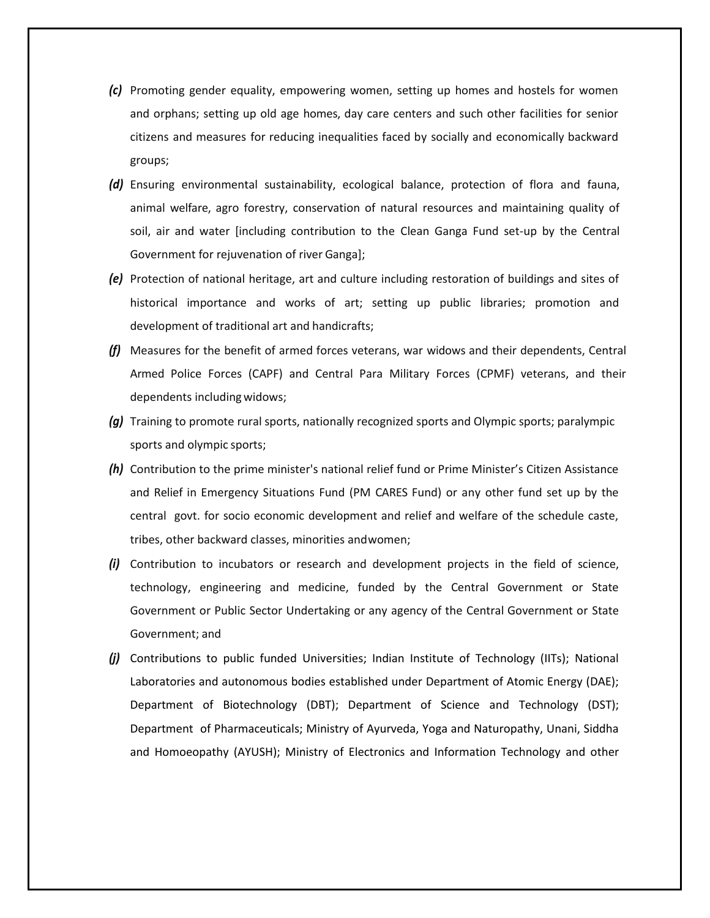- ***(c)*** Promoting gender equality, empowering women, setting up homes and hostels for women and orphans; setting up old age homes, day care centers and such other facilities for senior citizens and measures for reducing inequalities faced by socially and economically backward groups;
- ***(d)*** Ensuring environmental sustainability, ecological balance, protection of flora and fauna, animal welfare, agro forestry, conservation of natural resources and maintaining quality of soil, air and water [including contribution to the Clean Ganga Fund set-up by the Central Government for rejuvenation of river Ganga];
- ***(e)*** Protection of national heritage, art and culture including restoration of buildings and sites of historical importance and works of art; setting up public libraries; promotion and development of traditional art and handicrafts;
- ***(f)*** Measures for the benefit of armed forces veterans, war widows and their dependents, Central Armed Police Forces (CAPF) and Central Para Military Forces (CPMF) veterans, and their dependents including widows;
- ***(g)*** Training to promote rural sports, nationally recognized sports and Olympic sports; paralympic sports and olympic sports;
- ***(h)*** Contribution to the prime minister's national relief fund or Prime Minister's Citizen Assistance and Relief in Emergency Situations Fund (PM CARES Fund) or any other fund set up by the central govt. for socio economic development and relief and welfare of the schedule caste, tribes, other backward classes, minorities and women;
- ***(i)*** Contribution to incubators or research and development projects in the field of science, technology, engineering and medicine, funded by the Central Government or State Government or Public Sector Undertaking or any agency of the Central Government or State Government; and
- ***(j)*** Contributions to public funded Universities; Indian Institute of Technology (IITs); National Laboratories and autonomous bodies established under Department of Atomic Energy (DAE); Department of Biotechnology (DBT); Department of Science and Technology (DST); Department of Pharmaceuticals; Ministry of Ayurveda, Yoga and Naturopathy, Unani, Siddha and Homoeopathy (AYUSH); Ministry of Electronics and Information Technology and other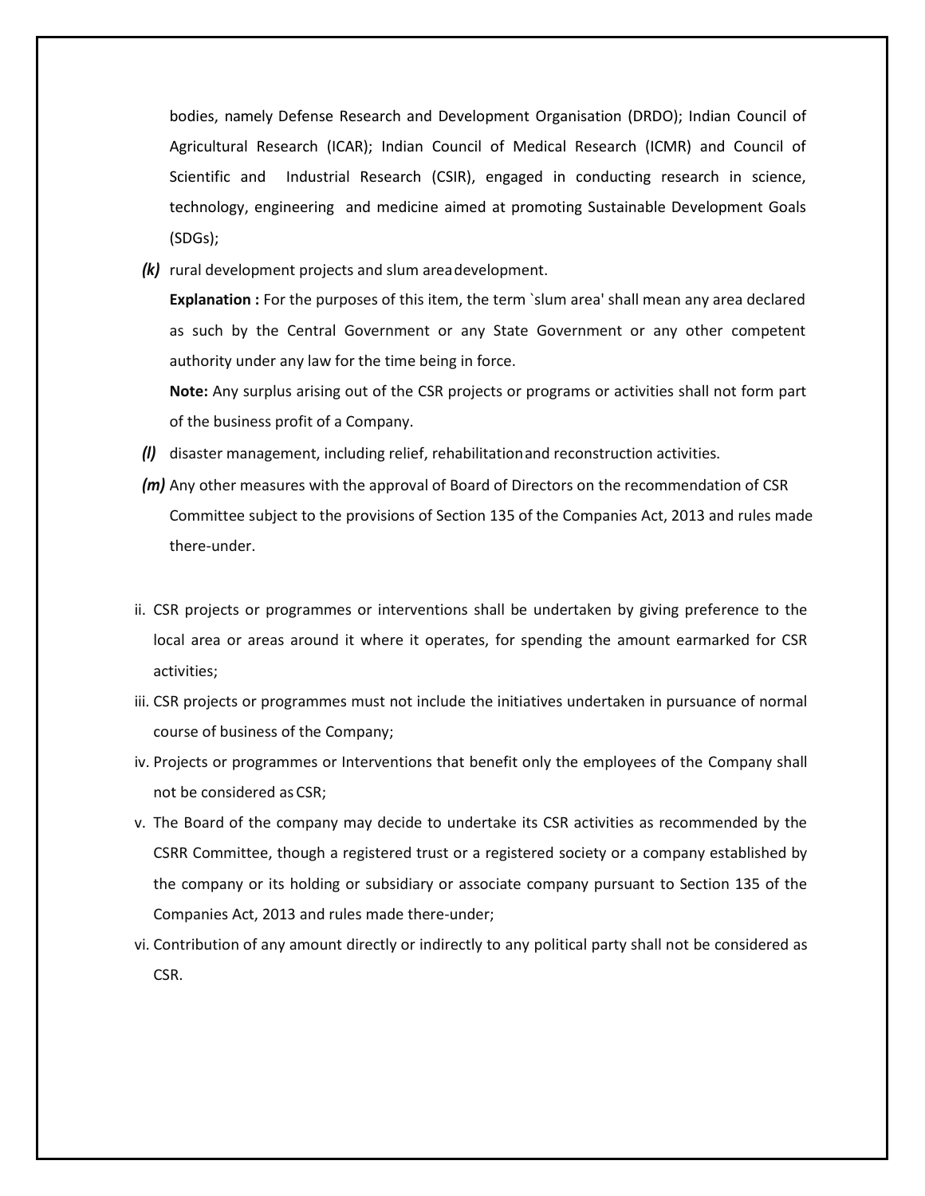bodies, namely Defense Research and Development Organisation (DRDO); Indian Council of Agricultural Research (ICAR); Indian Council of Medical Research (ICMR) and Council of Scientific and Industrial Research (CSIR), engaged in conducting research in science, technology, engineering and medicine aimed at promoting Sustainable Development Goals (SDGs);

***(k)*** rural development projects and slum area development.

**Explanation :** For the purposes of this item, the term `slum area' shall mean any area declared as such by the Central Government or any State Government or any other competent authority under any law for the time being in force.

**Note:** Any surplus arising out of the CSR projects or programs or activities shall not form part of the business profit of a Company.

***(l)*** disaster management, including relief, rehabilitation and reconstruction activities.

***(m)*** Any other measures with the approval of Board of Directors on the recommendation of CSR Committee subject to the provisions of Section 135 of the Companies Act, 2013 and rules made there-under.

ii. CSR projects or programmes or interventions shall be undertaken by giving preference to the local area or areas around it where it operates, for spending the amount earmarked for CSR activities;

iii. CSR projects or programmes must not include the initiatives undertaken in pursuance of normal course of business of the Company;

iv. Projects or programmes or Interventions that benefit only the employees of the Company shall not be considered as CSR;

v. The Board of the company may decide to undertake its CSR activities as recommended by the CSRR Committee, though a registered trust or a registered society or a company established by the company or its holding or subsidiary or associate company pursuant to Section 135 of the Companies Act, 2013 and rules made there-under;

vi. Contribution of any amount directly or indirectly to any political party shall not be considered as CSR.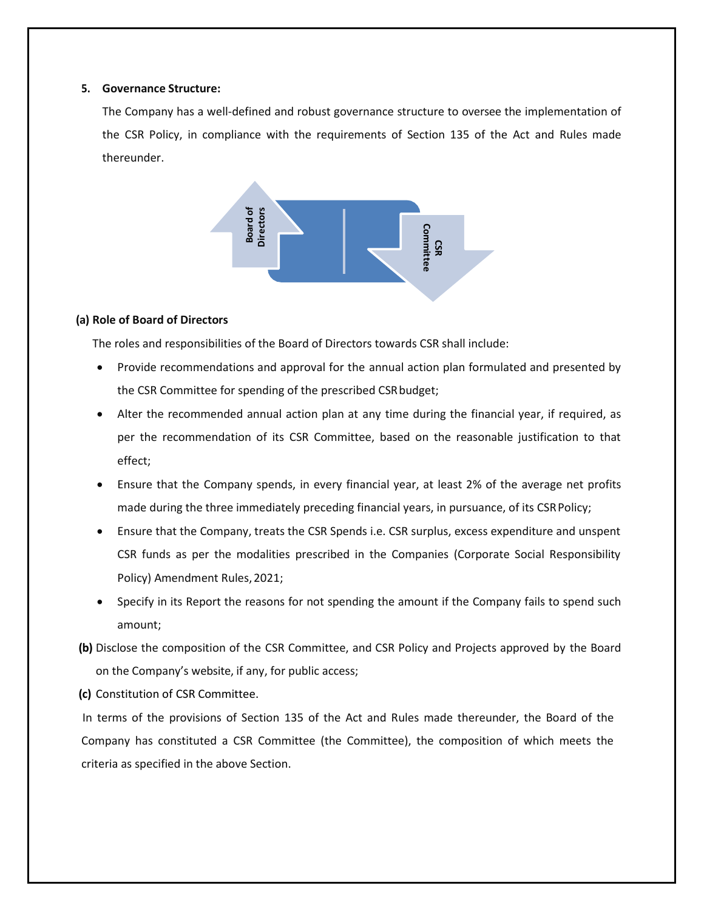**5. Governance Structure:**

The Company has a well-defined and robust governance structure to oversee the implementation of the CSR Policy, in compliance with the requirements of Section 135 of the Act and Rules made thereunder.

Board of Directors

CSR Committee

**(a) Role of Board of Directors**

The roles and responsibilities of the Board of Directors towards CSR shall include:

- Provide recommendations and approval for the annual action plan formulated and presented by the CSR Committee for spending of the prescribed CSR budget;
- Alter the recommended annual action plan at any time during the financial year, if required, as per the recommendation of its CSR Committee, based on the reasonable justification to that effect;
- Ensure that the Company spends, in every financial year, at least 2% of the average net profits made during the three immediately preceding financial years, in pursuance, of its CSR Policy;
- Ensure that the Company, treats the CSR Spends i.e. CSR surplus, excess expenditure and unspent CSR funds as per the modalities prescribed in the Companies (Corporate Social Responsibility Policy) Amendment Rules, 2021;
- Specify in its Report the reasons for not spending the amount if the Company fails to spend such amount;

**(b)** Disclose the composition of the CSR Committee, and CSR Policy and Projects approved by the Board on the Company's website, if any, for public access;

**(c)** Constitution of CSR Committee.

In terms of the provisions of Section 135 of the Act and Rules made thereunder, the Board of the Company has constituted a CSR Committee (the Committee), the composition of which meets the criteria as specified in the above Section.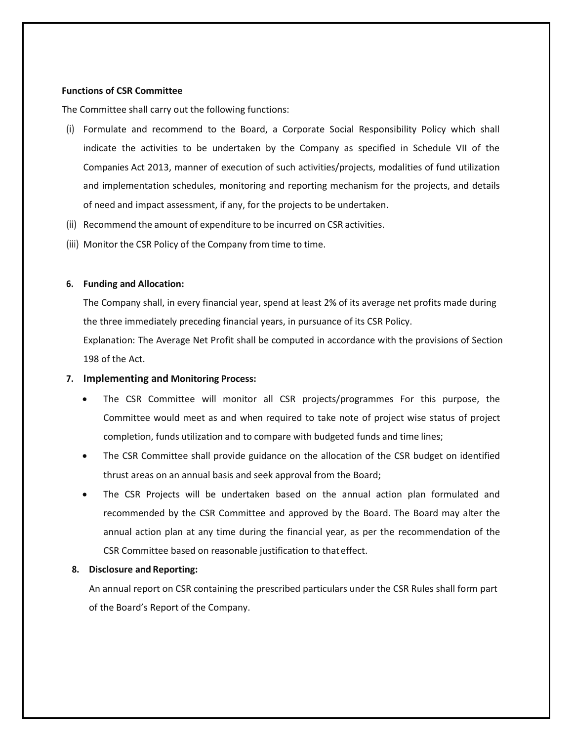**Functions of CSR Committee**

The Committee shall carry out the following functions:

(i) Formulate and recommend to the Board, a Corporate Social Responsibility Policy which shall indicate the activities to be undertaken by the Company as specified in Schedule VII of the Companies Act 2013, manner of execution of such activities/projects, modalities of fund utilization and implementation schedules, monitoring and reporting mechanism for the projects, and details of need and impact assessment, if any, for the projects to be undertaken.

(ii) Recommend the amount of expenditure to be incurred on CSR activities.

(iii) Monitor the CSR Policy of the Company from time to time.

**6. Funding and Allocation:**

The Company shall, in every financial year, spend at least 2% of its average net profits made during the three immediately preceding financial years, in pursuance of its CSR Policy.

Explanation: The Average Net Profit shall be computed in accordance with the provisions of Section 198 of the Act.

**7. Implementing and Monitoring Process:**

- The CSR Committee will monitor all CSR projects/programmes For this purpose, the Committee would meet as and when required to take note of project wise status of project completion, funds utilization and to compare with budgeted funds and time lines;
- The CSR Committee shall provide guidance on the allocation of the CSR budget on identified thrust areas on an annual basis and seek approval from the Board;
- The CSR Projects will be undertaken based on the annual action plan formulated and recommended by the CSR Committee and approved by the Board. The Board may alter the annual action plan at any time during the financial year, as per the recommendation of the CSR Committee based on reasonable justification to that effect.

**8. Disclosure and Reporting:**

An annual report on CSR containing the prescribed particulars under the CSR Rules shall form part of the Board's Report of the Company.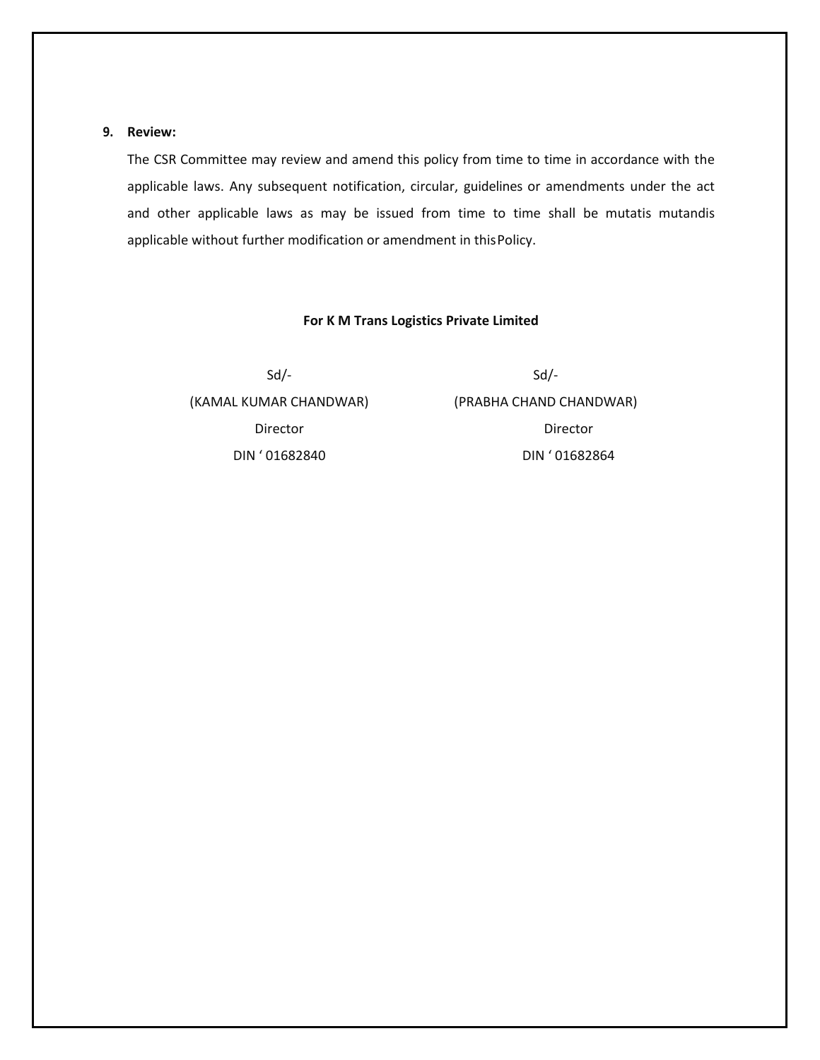**9. Review:**

The CSR Committee may review and amend this policy from time to time in accordance with the applicable laws. Any subsequent notification, circular, guidelines or amendments under the act and other applicable laws as may be issued from time to time shall be mutatis mutandis applicable without further modification or amendment in this Policy.

**For K M Trans Logistics Private Limited**

| | |
|---|---|
| Sd/- | Sd/- |
| (KAMAL KUMAR CHANDWAR) | (PRABHA CHAND CHANDWAR) |
| Director | Director |
| DIN ' 01682840 | DIN ' 01682864 |